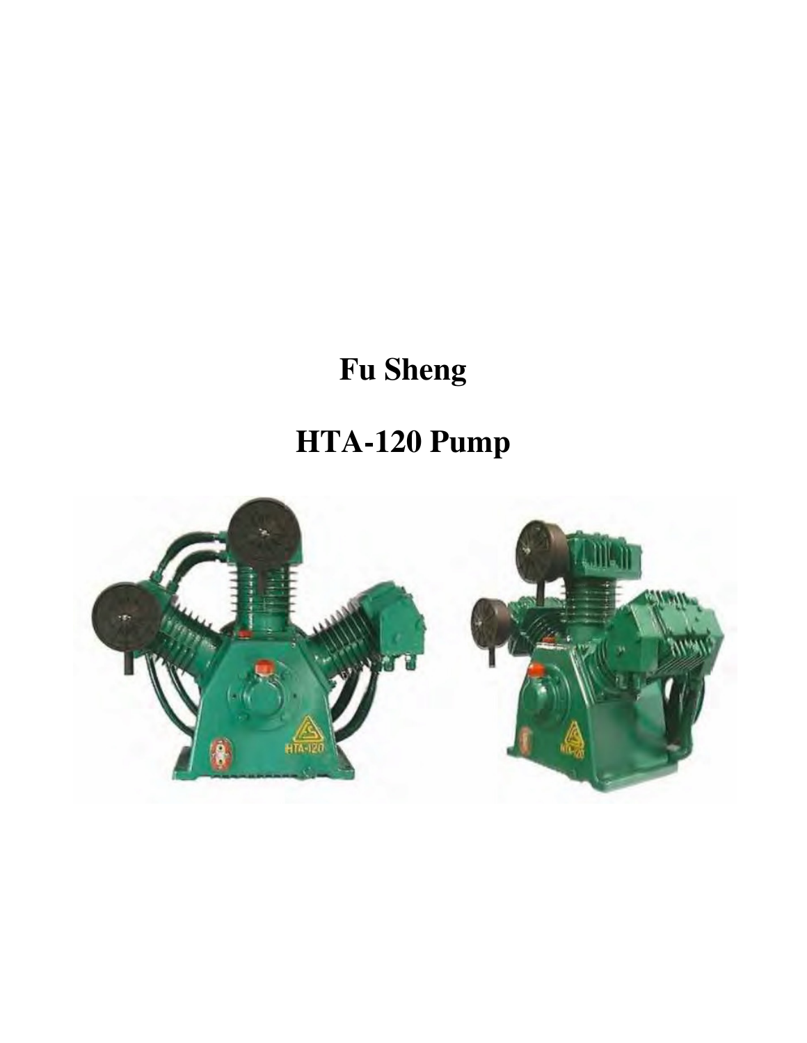# Fu Sheng

# HTA-120 Pump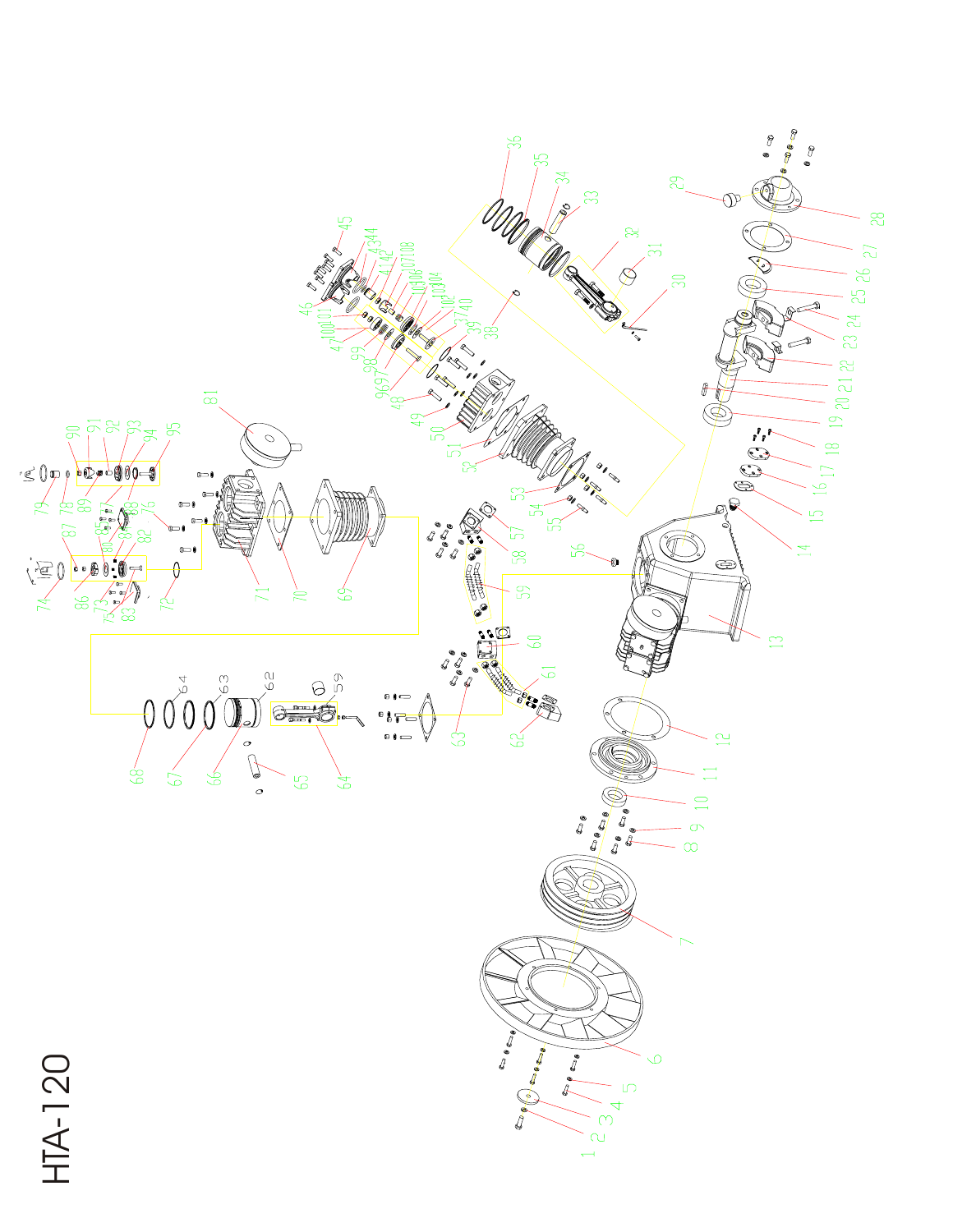# HTA-120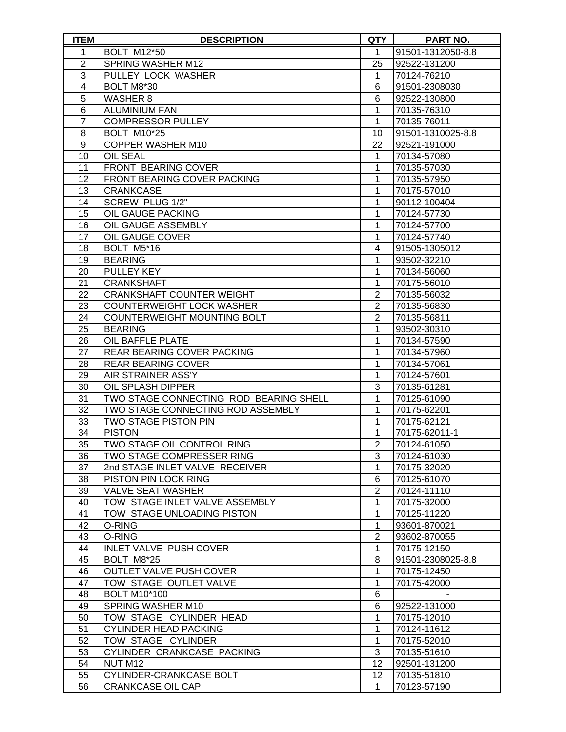| ITEM | DESCRIPTION | QTY | PART NO. |
|---|---|---|---|
| 1 | BOLT M12*50 | 1 | 91501-1312050-8.8 |
| 2 | SPRING WASHER M12 | 25 | 92522-131200 |
| 3 | PULLEY LOCK WASHER | 1 | 70124-76210 |
| 4 | BOLT M8*30 | 6 | 91501-2308030 |
| 5 | WASHER 8 | 6 | 92522-130800 |
| 6 | ALUMINIUM FAN | 1 | 70135-76310 |
| 7 | COMPRESSOR PULLEY | 1 | 70135-76011 |
| 8 | BOLT M10*25 | 10 | 91501-1310025-8.8 |
| 9 | COPPER WASHER M10 | 22 | 92521-191000 |
| 10 | OIL SEAL | 1 | 70134-57080 |
| 11 | FRONT BEARING COVER | 1 | 70135-57030 |
| 12 | FRONT BEARING COVER PACKING | 1 | 70135-57950 |
| 13 | CRANKCASE | 1 | 70175-57010 |
| 14 | SCREW PLUG 1/2" | 1 | 90112-100404 |
| 15 | OIL GAUGE PACKING | 1 | 70124-57730 |
| 16 | OIL GAUGE ASSEMBLY | 1 | 70124-57700 |
| 17 | OIL GAUGE COVER | 1 | 70124-57740 |
| 18 | BOLT M5*16 | 4 | 91505-1305012 |
| 19 | BEARING | 1 | 93502-32210 |
| 20 | PULLEY KEY | 1 | 70134-56060 |
| 21 | CRANKSHAFT | 1 | 70175-56010 |
| 22 | CRANKSHAFT COUNTER WEIGHT | 2 | 70135-56032 |
| 23 | COUNTERWEIGHT LOCK WASHER | 2 | 70135-56830 |
| 24 | COUNTERWEIGHT MOUNTING BOLT | 2 | 70135-56811 |
| 25 | BEARING | 1 | 93502-30310 |
| 26 | OIL BAFFLE PLATE | 1 | 70134-57590 |
| 27 | REAR BEARING COVER PACKING | 1 | 70134-57960 |
| 28 | REAR BEARING COVER | 1 | 70134-57061 |
| 29 | AIR STRAINER ASS'Y | 1 | 70124-57601 |
| 30 | OIL SPLASH DIPPER | 3 | 70135-61281 |
| 31 | TWO STAGE CONNECTING ROD BEARING SHELL | 1 | 70125-61090 |
| 32 | TWO STAGE CONNECTING ROD ASSEMBLY | 1 | 70175-62201 |
| 33 | TWO STAGE PISTON PIN | 1 | 70175-62121 |
| 34 | PISTON | 1 | 70175-62011-1 |
| 35 | TWO STAGE OIL CONTROL RING | 2 | 70124-61050 |
| 36 | TWO STAGE COMPRESSER RING | 3 | 70124-61030 |
| 37 | 2nd STAGE INLET VALVE RECEIVER | 1 | 70175-32020 |
| 38 | PISTON PIN LOCK RING | 6 | 70125-61070 |
| 39 | VALVE SEAT WASHER | 2 | 70124-11110 |
| 40 | TOW STAGE INLET VALVE ASSEMBLY | 1 | 70175-32000 |
| 41 | TOW STAGE UNLOADING PISTON | 1 | 70125-11220 |
| 42 | O-RING | 1 | 93601-870021 |
| 43 | O-RING | 2 | 93602-870055 |
| 44 | INLET VALVE PUSH COVER | 1 | 70175-12150 |
| 45 | BOLT M8*25 | 8 | 91501-2308025-8.8 |
| 46 | OUTLET VALVE PUSH COVER | 1 | 70175-12450 |
| 47 | TOW STAGE OUTLET VALVE | 1 | 70175-42000 |
| 48 | BOLT M10*100 | 6 | - |
| 49 | SPRING WASHER M10 | 6 | 92522-131000 |
| 50 | TOW STAGE CYLINDER HEAD | 1 | 70175-12010 |
| 51 | CYLINDER HEAD PACKING | 1 | 70124-11612 |
| 52 | TOW STAGE CYLINDER | 1 | 70175-52010 |
| 53 | CYLINDER CRANKCASE PACKING | 3 | 70135-51610 |
| 54 | NUT M12 | 12 | 92501-131200 |
| 55 | CYLINDER-CRANKCASE BOLT | 12 | 70135-51810 |
| 56 | CRANKCASE OIL CAP | 1 | 70123-57190 |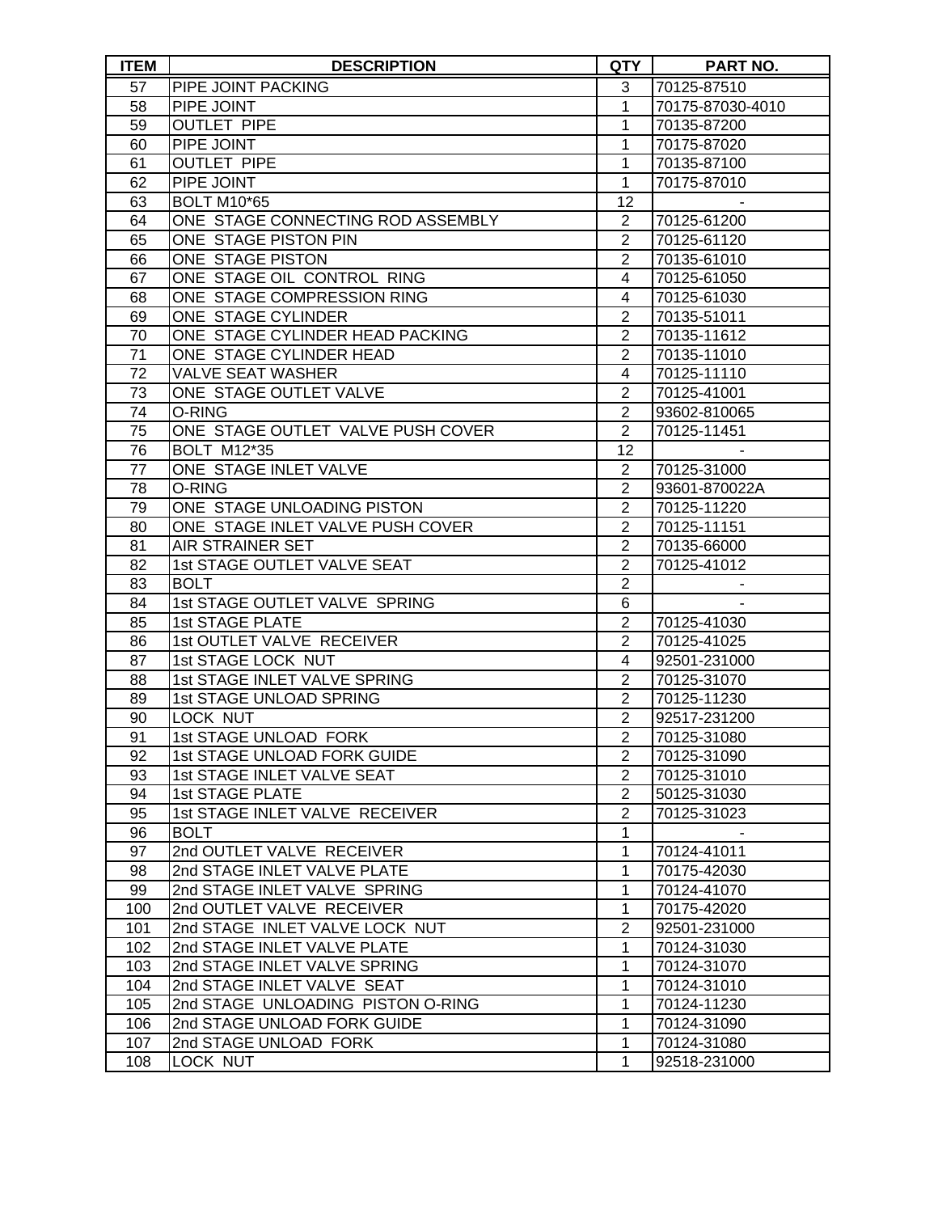| ITEM | DESCRIPTION | QTY | PART NO. |
|---|---|---|---|
| 57 | PIPE JOINT PACKING | 3 | 70125-87510 |
| 58 | PIPE JOINT | 1 | 70175-87030-4010 |
| 59 | OUTLET PIPE | 1 | 70135-87200 |
| 60 | PIPE JOINT | 1 | 70175-87020 |
| 61 | OUTLET PIPE | 1 | 70135-87100 |
| 62 | PIPE JOINT | 1 | 70175-87010 |
| 63 | BOLT M10*65 | 12 | - |
| 64 | ONE STAGE CONNECTING ROD ASSEMBLY | 2 | 70125-61200 |
| 65 | ONE STAGE PISTON PIN | 2 | 70125-61120 |
| 66 | ONE STAGE PISTON | 2 | 70135-61010 |
| 67 | ONE STAGE OIL CONTROL RING | 4 | 70125-61050 |
| 68 | ONE STAGE COMPRESSION RING | 4 | 70125-61030 |
| 69 | ONE STAGE CYLINDER | 2 | 70135-51011 |
| 70 | ONE STAGE CYLINDER HEAD PACKING | 2 | 70135-11612 |
| 71 | ONE STAGE CYLINDER HEAD | 2 | 70135-11010 |
| 72 | VALVE SEAT WASHER | 4 | 70125-11110 |
| 73 | ONE STAGE OUTLET VALVE | 2 | 70125-41001 |
| 74 | O-RING | 2 | 93602-810065 |
| 75 | ONE STAGE OUTLET VALVE PUSH COVER | 2 | 70125-11451 |
| 76 | BOLT M12*35 | 12 | - |
| 77 | ONE STAGE INLET VALVE | 2 | 70125-31000 |
| 78 | O-RING | 2 | 93601-870022A |
| 79 | ONE STAGE UNLOADING PISTON | 2 | 70125-11220 |
| 80 | ONE STAGE INLET VALVE PUSH COVER | 2 | 70125-11151 |
| 81 | AIR STRAINER SET | 2 | 70135-66000 |
| 82 | 1st STAGE OUTLET VALVE SEAT | 2 | 70125-41012 |
| 83 | BOLT | 2 | - |
| 84 | 1st STAGE OUTLET VALVE SPRING | 6 | - |
| 85 | 1st STAGE PLATE | 2 | 70125-41030 |
| 86 | 1st OUTLET VALVE RECEIVER | 2 | 70125-41025 |
| 87 | 1st STAGE LOCK NUT | 4 | 92501-231000 |
| 88 | 1st STAGE INLET VALVE SPRING | 2 | 70125-31070 |
| 89 | 1st STAGE UNLOAD SPRING | 2 | 70125-11230 |
| 90 | LOCK NUT | 2 | 92517-231200 |
| 91 | 1st STAGE UNLOAD FORK | 2 | 70125-31080 |
| 92 | 1st STAGE UNLOAD FORK GUIDE | 2 | 70125-31090 |
| 93 | 1st STAGE INLET VALVE SEAT | 2 | 70125-31010 |
| 94 | 1st STAGE PLATE | 2 | 50125-31030 |
| 95 | 1st STAGE INLET VALVE RECEIVER | 2 | 70125-31023 |
| 96 | BOLT | 1 | - |
| 97 | 2nd OUTLET VALVE RECEIVER | 1 | 70124-41011 |
| 98 | 2nd STAGE INLET VALVE PLATE | 1 | 70175-42030 |
| 99 | 2nd STAGE INLET VALVE SPRING | 1 | 70124-41070 |
| 100 | 2nd OUTLET VALVE RECEIVER | 1 | 70175-42020 |
| 101 | 2nd STAGE INLET VALVE LOCK NUT | 2 | 92501-231000 |
| 102 | 2nd STAGE INLET VALVE PLATE | 1 | 70124-31030 |
| 103 | 2nd STAGE INLET VALVE SPRING | 1 | 70124-31070 |
| 104 | 2nd STAGE INLET VALVE SEAT | 1 | 70124-31010 |
| 105 | 2nd STAGE UNLOADING PISTON O-RING | 1 | 70124-11230 |
| 106 | 2nd STAGE UNLOAD FORK GUIDE | 1 | 70124-31090 |
| 107 | 2nd STAGE UNLOAD FORK | 1 | 70124-31080 |
| 108 | LOCK NUT | 1 | 92518-231000 |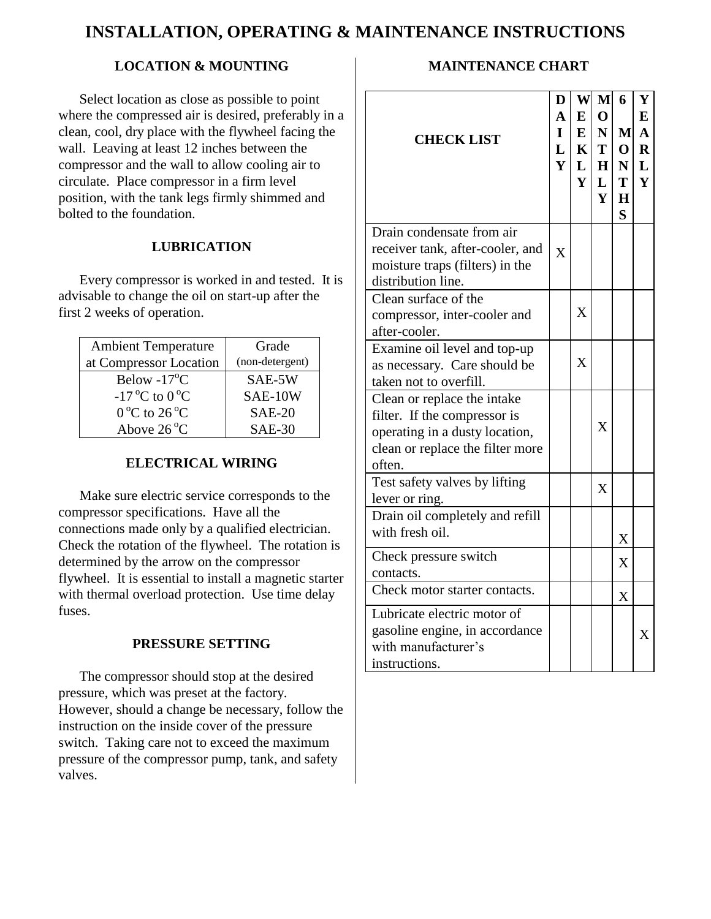# INSTALLATION, OPERATING & MAINTENANCE INSTRUCTIONS

## LOCATION & MOUNTING

Select location as close as possible to point where the compressed air is desired, preferably in a clean, cool, dry place with the flywheel facing the wall. Leaving at least 12 inches between the compressor and the wall to allow cooling air to circulate. Place compressor in a firm level position, with the tank legs firmly shimmed and bolted to the foundation.

## LUBRICATION

Every compressor is worked in and tested. It is advisable to change the oil on start-up after the first 2 weeks of operation.

| Ambient Temperature at Compressor Location | Grade (non-detergent) |
|---|---|
| Below -17°C | SAE-5W |
| -17°C to 0°C | SAE-10W |
| 0°C to 26°C | SAE-20 |
| Above 26°C | SAE-30 |

## ELECTRICAL WIRING

Make sure electric service corresponds to the compressor specifications. Have all the connections made only by a qualified electrician. Check the rotation of the flywheel. The rotation is determined by the arrow on the compressor flywheel. It is essential to install a magnetic starter with thermal overload protection. Use time delay fuses.

## PRESSURE SETTING

The compressor should stop at the desired pressure, which was preset at the factory. However, should a change be necessary, follow the instruction on the inside cover of the pressure switch. Taking care not to exceed the maximum pressure of the compressor pump, tank, and safety valves.

## MAINTENANCE CHART

| CHECK LIST | DAILY | WEEKLY | MONTHLY | 6 MONTHS | YEARLY |
|---|---|---|---|---|---|
| Drain condensate from air receiver tank, after-cooler, and moisture traps (filters) in the distribution line. | X | | | | |
| Clean surface of the compressor, inter-cooler and after-cooler. | | X | | | |
| Examine oil level and top-up as necessary. Care should be taken not to overfill. | | X | | | |
| Clean or replace the intake filter. If the compressor is operating in a dusty location, clean or replace the filter more often. | | | X | | |
| Test safety valves by lifting lever or ring. | | | X | | |
| Drain oil completely and refill with fresh oil. | | | | X | |
| Check pressure switch contacts. | | | | X | |
| Check motor starter contacts. | | | | X | |
| Lubricate electric motor of gasoline engine, in accordance with manufacturer's instructions. | | | | | X |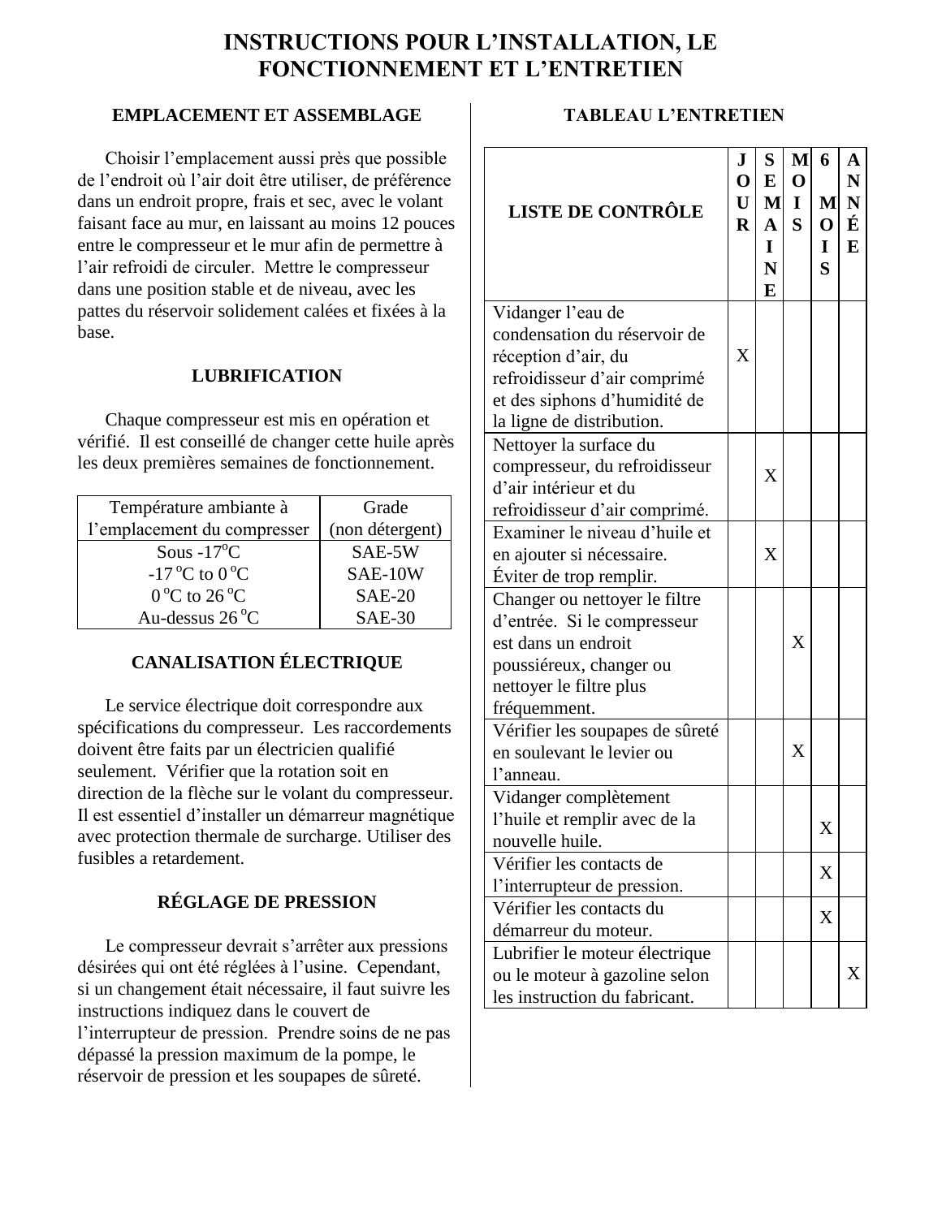# INSTRUCTIONS POUR L'INSTALLATION, LE FONCTIONNEMENT ET L'ENTRETIEN

## EMPLACEMENT ET ASSEMBLAGE

Choisir l'emplacement aussi près que possible de l'endroit où l'air doit être utiliser, de préférence dans un endroit propre, frais et sec, avec le volant faisant face au mur, en laissant au moins 12 pouces entre le compresseur et le mur afin de permettre à l'air refroidi de circuler. Mettre le compresseur dans une position stable et de niveau, avec les pattes du réservoir solidement calées et fixées à la base.

## LUBRIFICATION

Chaque compresseur est mis en opération et vérifié. Il est conseillé de changer cette huile après les deux premières semaines de fonctionnement.

| Température ambiante à l'emplacement du compresser | Grade (non détergent) |
|---|---|
| Sous -17°C | SAE-5W |
| -17 °C to 0 °C | SAE-10W |
| 0 °C to 26 °C | SAE-20 |
| Au-dessus 26 °C | SAE-30 |

## CANALISATION ÉLECTRIQUE

Le service électrique doit correspondre aux spécifications du compresseur. Les raccordements doivent être faits par un électricien qualifié seulement. Vérifier que la rotation soit en direction de la flèche sur le volant du compresseur. Il est essentiel d'installer un démarreur magnétique avec protection thermale de surcharge. Utiliser des fusibles a retardement.

## RÉGLAGE DE PRESSION

Le compresseur devrait s'arrêter aux pressions désirées qui ont été réglées à l'usine. Cependant, si un changement était nécessaire, il faut suivre les instructions indiquez dans le couvert de l'interrupteur de pression. Prendre soins de ne pas dépassé la pression maximum de la pompe, le réservoir de pression et les soupapes de sûreté.

## TABLEAU L'ENTRETIEN

| LISTE DE CONTRÔLE | JOUR | SEMAINE | MOIS | 6 MOIS | ANNÉE |
|---|---|---|---|---|---|
| Vidanger l'eau de condensation du réservoir de réception d'air, du refroidisseur d'air comprimé et des siphons d'humidité de la ligne de distribution. | X | | | | |
| Nettoyer la surface du compresseur, du refroidisseur d'air intérieur et du refroidisseur d'air comprimé. | | X | | | |
| Examiner le niveau d'huile et en ajouter si nécessaire. Éviter de trop remplir. | | X | | | |
| Changer ou nettoyer le filtre d'entrée. Si le compresseur est dans un endroit poussiéreux, changer ou nettoyer le filtre plus fréquemment. | | | X | | |
| Vérifier les soupapes de sûreté en soulevant le levier ou l'anneau. | | | X | | |
| Vidanger complètement l'huile et remplir avec de la nouvelle huile. | | | | X | |
| Vérifier les contacts de l'interrupteur de pression. | | | | X | |
| Vérifier les contacts du démarreur du moteur. | | | | X | |
| Lubrifier le moteur électrique ou le moteur à gazoline selon les instruction du fabricant. | | | | | X |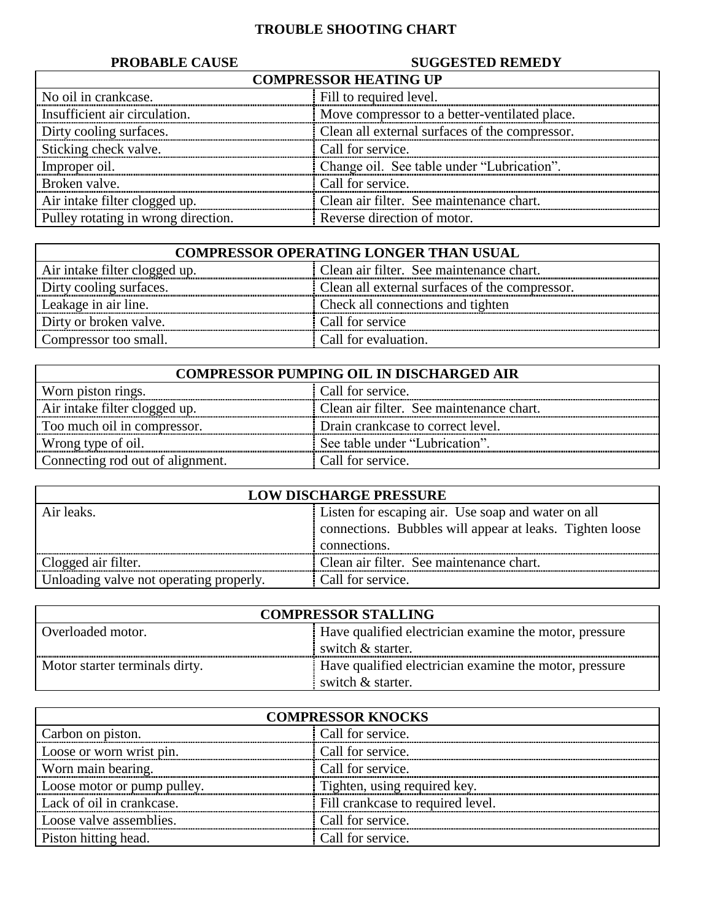# TROUBLE SHOOTING CHART

| PROBABLE CAUSE | SUGGESTED REMEDY |
|---|---|
| **COMPRESSOR HEATING UP** | |
| No oil in crankcase. | Fill to required level. |
| Insufficient air circulation. | Move compressor to a better-ventilated place. |
| Dirty cooling surfaces. | Clean all external surfaces of the compressor. |
| Sticking check valve. | Call for service. |
| Improper oil. | Change oil. See table under "Lubrication". |
| Broken valve. | Call for service. |
| Air intake filter clogged up. | Clean air filter. See maintenance chart. |
| Pulley rotating in wrong direction. | Reverse direction of motor. |

| PROBABLE CAUSE | SUGGESTED REMEDY |
|---|---|
| **COMPRESSOR OPERATING LONGER THAN USUAL** | |
| Air intake filter clogged up. | Clean air filter. See maintenance chart. |
| Dirty cooling surfaces. | Clean all external surfaces of the compressor. |
| Leakage in air line. | Check all connections and tighten |
| Dirty or broken valve. | Call for service |
| Compressor too small. | Call for evaluation. |

| PROBABLE CAUSE | SUGGESTED REMEDY |
|---|---|
| **COMPRESSOR PUMPING OIL IN DISCHARGED AIR** | |
| Worn piston rings. | Call for service. |
| Air intake filter clogged up. | Clean air filter. See maintenance chart. |
| Too much oil in compressor. | Drain crankcase to correct level. |
| Wrong type of oil. | See table under "Lubrication". |
| Connecting rod out of alignment. | Call for service. |

| PROBABLE CAUSE | SUGGESTED REMEDY |
|---|---|
| **LOW DISCHARGE PRESSURE** | |
| Air leaks. | Listen for escaping air. Use soap and water on all connections. Bubbles will appear at leaks. Tighten loose connections. |
| Clogged air filter. | Clean air filter. See maintenance chart. |
| Unloading valve not operating properly. | Call for service. |

| PROBABLE CAUSE | SUGGESTED REMEDY |
|---|---|
| **COMPRESSOR STALLING** | |
| Overloaded motor. | Have qualified electrician examine the motor, pressure switch & starter. |
| Motor starter terminals dirty. | Have qualified electrician examine the motor, pressure switch & starter. |

| PROBABLE CAUSE | SUGGESTED REMEDY |
|---|---|
| **COMPRESSOR KNOCKS** | |
| Carbon on piston. | Call for service. |
| Loose or worn wrist pin. | Call for service. |
| Worn main bearing. | Call for service. |
| Loose motor or pump pulley. | Tighten, using required key. |
| Lack of oil in crankcase. | Fill crankcase to required level. |
| Loose valve assemblies. | Call for service. |
| Piston hitting head. | Call for service. |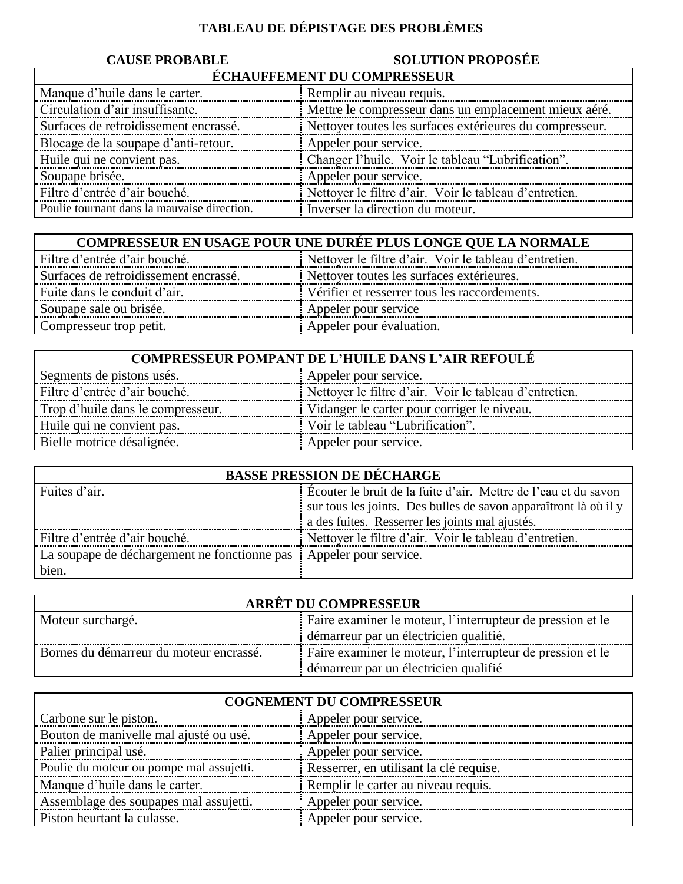# TABLEAU DE DÉPISTAGE DES PROBLÈMES

| CAUSE PROBABLE | SOLUTION PROPOSÉE |
|---|---|
| **ÉCHAUFFEMENT DU COMPRESSEUR** | |
| Manque d'huile dans le carter. | Remplir au niveau requis. |
| Circulation d'air insuffisante. | Mettre le compresseur dans un emplacement mieux aéré. |
| Surfaces de refroidissement encrassé. | Nettoyer toutes les surfaces extérieures du compresseur. |
| Blocage de la soupape d'anti-retour. | Appeler pour service. |
| Huile qui ne convient pas. | Changer l'huile. Voir le tableau "Lubrification". |
| Soupape brisée. | Appeler pour service. |
| Filtre d'entrée d'air bouché. | Nettoyer le filtre d'air. Voir le tableau d'entretien. |
| Poulie tournant dans la mauvaise direction. | Inverser la direction du moteur. |

| COMPRESSEUR EN USAGE POUR UNE DURÉE PLUS LONGE QUE LA NORMALE | |
|---|---|
| Filtre d'entrée d'air bouché. | Nettoyer le filtre d'air. Voir le tableau d'entretien. |
| Surfaces de refroidissement encrassé. | Nettoyer toutes les surfaces extérieures. |
| Fuite dans le conduit d'air. | Vérifier et resserrer tous les raccordements. |
| Soupape sale ou brisée. | Appeler pour service |
| Compresseur trop petit. | Appeler pour évaluation. |

| COMPRESSEUR POMPANT DE L'HUILE DANS L'AIR REFOULÉ | |
|---|---|
| Segments de pistons usés. | Appeler pour service. |
| Filtre d'entrée d'air bouché. | Nettoyer le filtre d'air. Voir le tableau d'entretien. |
| Trop d'huile dans le compresseur. | Vidanger le carter pour corriger le niveau. |
| Huile qui ne convient pas. | Voir le tableau "Lubrification". |
| Bielle motrice désalignée. | Appeler pour service. |

| BASSE PRESSION DE DÉCHARGE | |
|---|---|
| Fuites d'air. | Écouter le bruit de la fuite d'air. Mettre de l'eau et du savon sur tous les joints. Des bulles de savon apparaîtront là où il y a des fuites. Resserrer les joints mal ajustés. |
| Filtre d'entrée d'air bouché. | Nettoyer le filtre d'air. Voir le tableau d'entretien. |
| La soupape de déchargement ne fonctionne pas bien. | Appeler pour service. |

| ARRÊT DU COMPRESSEUR | |
|---|---|
| Moteur surchargé. | Faire examiner le moteur, l'interrupteur de pression et le démarreur par un électricien qualifié. |
| Bornes du démarreur du moteur encrassé. | Faire examiner le moteur, l'interrupteur de pression et le démarreur par un électricien qualifié |

| COGNEMENT DU COMPRESSEUR | |
|---|---|
| Carbone sur le piston. | Appeler pour service. |
| Bouton de manivelle mal ajusté ou usé. | Appeler pour service. |
| Palier principal usé. | Appeler pour service. |
| Poulie du moteur ou pompe mal assujetti. | Resserrer, en utilisant la clé requise. |
| Manque d'huile dans le carter. | Remplir le carter au niveau requis. |
| Assemblage des soupapes mal assujetti. | Appeler pour service. |
| Piston heurtant la culasse. | Appeler pour service. |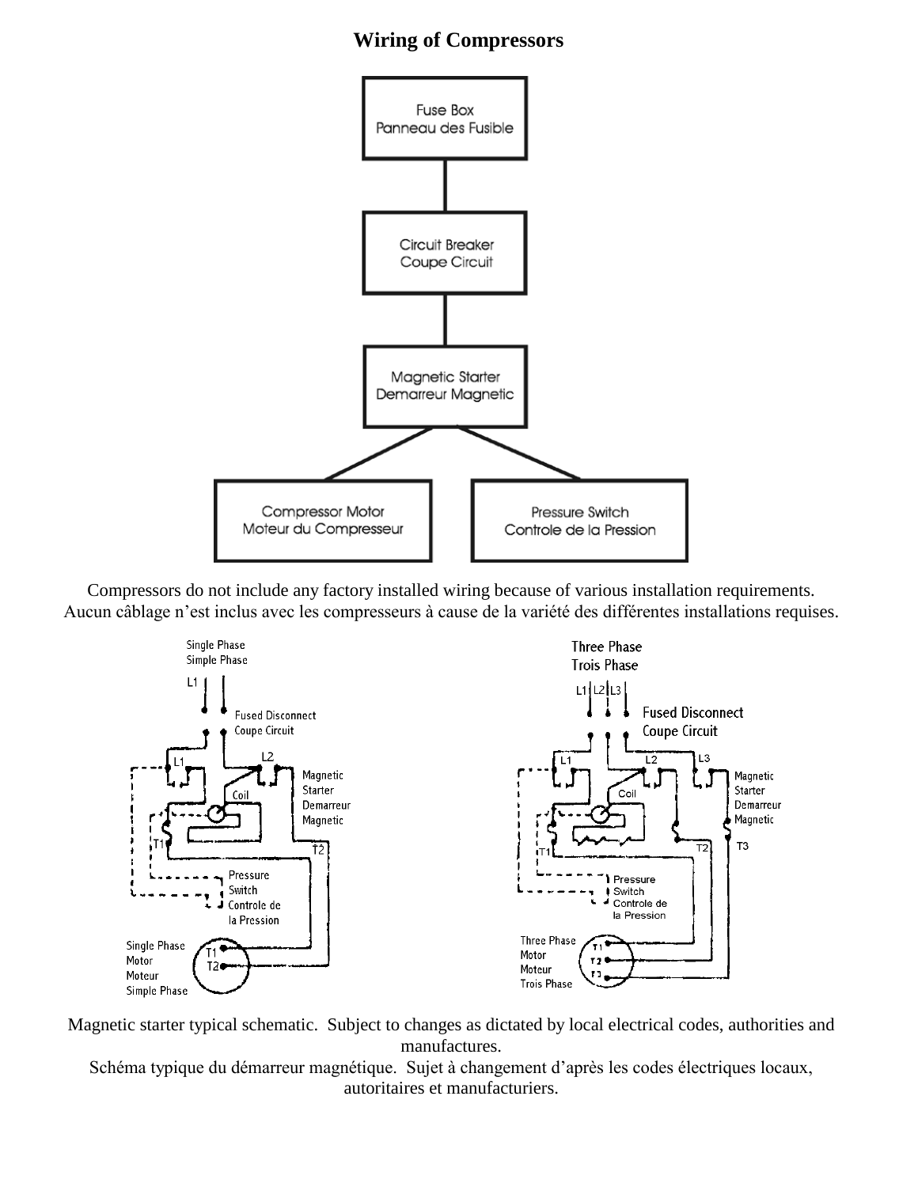# Wiring of Compressors

Fuse Box
Panneau des Fusible

Circuit Breaker
Coupe Circuit

Magnetic Starter
Demarreur Magnetic

Compressor Motor
Moteur du Compresseur

Pressure Switch
Controle de la Pression

Compressors do not include any factory installed wiring because of various installation requirements.
Aucun câblage n'est inclus avec les compresseurs à cause de la variété des différentes installations requises.

Single Phase
Simple Phase
L1
L2
Fused Disconnect
Coupe Circuit
L1
Coil
Magnetic
Starter
Demarreur
Magnetic
T1
T2
Pressure
Switch
Controle de
la Pression
Single Phase
Motor
Moteur
Simple Phase
T1
T2

Three Phase
Trois Phase
L1 L2 L3
Fused Disconnect
Coupe Circuit
L1
L2
L3
Coil
Magnetic
Starter
Demarreur
Magnetic
T1
T2
T3
Pressure
Switch
Controle de
la Pression
Three Phase
Motor
Moteur
Trois Phase
T1
T2
T3

Magnetic starter typical schematic. Subject to changes as dictated by local electrical codes, authorities and manufactures.
Schéma typique du démarreur magnétique. Sujet à changement d'après les codes électriques locaux, autoritaires et manufacturiers.